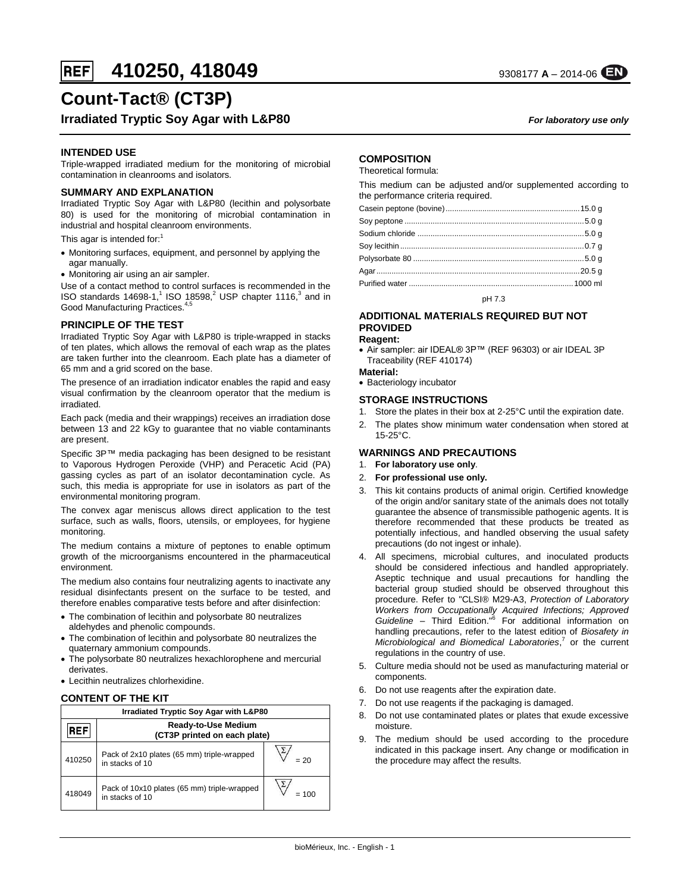# REF 410250, 418049

9308177 **A** – 2014-06 EN

# Count-Tact® (CT3P)

**Irradiated Tryptic Soy Agar with L&P80**

***For laboratory use only***

## INTENDED USE

Triple-wrapped irradiated medium for the monitoring of microbial contamination in cleanrooms and isolators.

## SUMMARY AND EXPLANATION

Irradiated Tryptic Soy Agar with L&P80 (lecithin and polysorbate 80) is used for the monitoring of microbial contamination in industrial and hospital cleanroom environments.

This agar is intended for:[1]

- Monitoring surfaces, equipment, and personnel by applying the agar manually.
- Monitoring air using an air sampler.

Use of a contact method to control surfaces is recommended in the ISO standards 14698-1,[1] ISO 18598,[2] USP chapter 1116,[3] and in Good Manufacturing Practices.[4,5]

## PRINCIPLE OF THE TEST

Irradiated Tryptic Soy Agar with L&P80 is triple-wrapped in stacks of ten plates, which allows the removal of each wrap as the plates are taken further into the cleanroom. Each plate has a diameter of 65 mm and a grid scored on the base.

The presence of an irradiation indicator enables the rapid and easy visual confirmation by the cleanroom operator that the medium is irradiated.

Each pack (media and their wrappings) receives an irradiation dose between 13 and 22 kGy to guarantee that no viable contaminants are present.

Specific 3P™ media packaging has been designed to be resistant to Vaporous Hydrogen Peroxide (VHP) and Peracetic Acid (PA) gassing cycles as part of an isolator decontamination cycle. As such, this media is appropriate for use in isolators as part of the environmental monitoring program.

The convex agar meniscus allows direct application to the test surface, such as walls, floors, utensils, or employees, for hygiene monitoring.

The medium contains a mixture of peptones to enable optimum growth of the microorganisms encountered in the pharmaceutical environment.

The medium also contains four neutralizing agents to inactivate any residual disinfectants present on the surface to be tested, and therefore enables comparative tests before and after disinfection:

- The combination of lecithin and polysorbate 80 neutralizes aldehydes and phenolic compounds.
- The combination of lecithin and polysorbate 80 neutralizes the quaternary ammonium compounds.
- The polysorbate 80 neutralizes hexachlorophene and mercurial derivates.
- Lecithin neutralizes chlorhexidine.

## CONTENT OF THE KIT

| Irradiated Tryptic Soy Agar with L&P80 | | |
|---|---|---|
| REF | Ready-to-Use Medium (CT3P printed on each plate) | |
| 410250 | Pack of 2x10 plates (65 mm) triple-wrapped in stacks of 10 | Σ = 20 |
| 418049 | Pack of 10x10 plates (65 mm) triple-wrapped in stacks of 10 | Σ = 100 |

## COMPOSITION

Theoretical formula:

This medium can be adjusted and/or supplemented according to the performance criteria required.

| | |
|---|---|
| Casein peptone (bovine) | 15.0 g |
| Soy peptone | 5.0 g |
| Sodium chloride | 5.0 g |
| Soy lecithin | 0.7 g |
| Polysorbate 80 | 5.0 g |
| Agar | 20.5 g |
| Purified water | 1000 ml |

pH 7.3

## ADDITIONAL MATERIALS REQUIRED BUT NOT PROVIDED

**Reagent:**

- Air sampler: air IDEAL® 3P™ (REF 96303) or air IDEAL 3P Traceability (REF 410174)

**Material:**

- Bacteriology incubator

## STORAGE INSTRUCTIONS

1. Store the plates in their box at 2-25°C until the expiration date.
2. The plates show minimum water condensation when stored at 15-25°C.

## WARNINGS AND PRECAUTIONS

1. **For laboratory use only**.
2. **For professional use only.**
3. This kit contains products of animal origin. Certified knowledge of the origin and/or sanitary state of the animals does not totally guarantee the absence of transmissible pathogenic agents. It is therefore recommended that these products be treated as potentially infectious, and handled observing the usual safety precautions (do not ingest or inhale).
4. All specimens, microbial cultures, and inoculated products should be considered infectious and handled appropriately. Aseptic technique and usual precautions for handling the bacterial group studied should be observed throughout this procedure. Refer to "CLSI® M29-A3, *Protection of Laboratory Workers from Occupationally Acquired Infections; Approved Guideline* – Third Edition."[6] For additional information on handling precautions, refer to the latest edition of *Biosafety in Microbiological and Biomedical Laboratories*,[7] or the current regulations in the country of use.
5. Culture media should not be used as manufacturing material or components.
6. Do not use reagents after the expiration date.
7. Do not use reagents if the packaging is damaged.
8. Do not use contaminated plates or plates that exude excessive moisture.
9. The medium should be used according to the procedure indicated in this package insert. Any change or modification in the procedure may affect the results.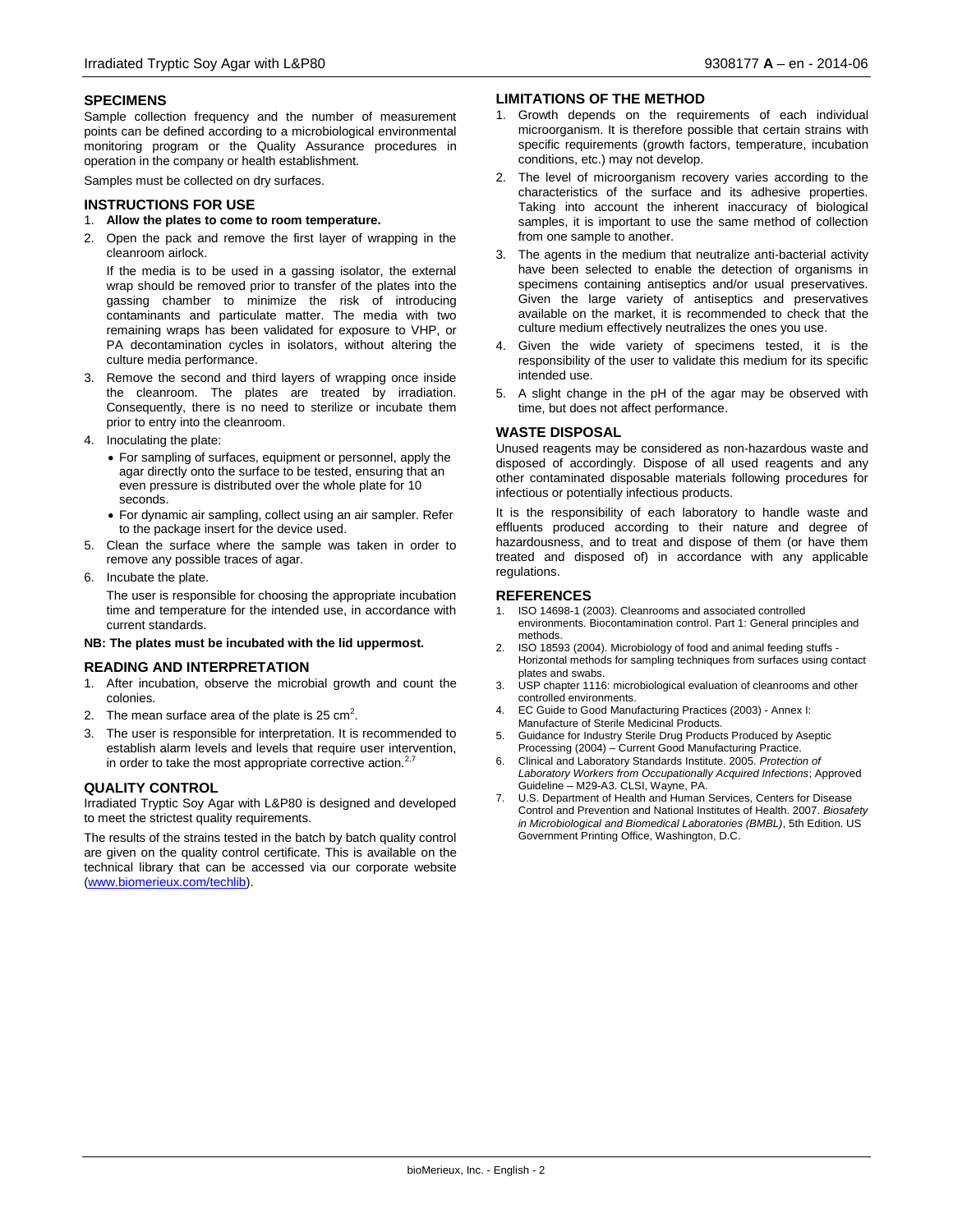## SPECIMENS

Sample collection frequency and the number of measurement points can be defined according to a microbiological environmental monitoring program or the Quality Assurance procedures in operation in the company or health establishment.

Samples must be collected on dry surfaces.

## INSTRUCTIONS FOR USE

1. **Allow the plates to come to room temperature.**
2. Open the pack and remove the first layer of wrapping in the cleanroom airlock.

   If the media is to be used in a gassing isolator, the external wrap should be removed prior to transfer of the plates into the gassing chamber to minimize the risk of introducing contaminants and particulate matter. The media with two remaining wraps has been validated for exposure to VHP, or PA decontamination cycles in isolators, without altering the culture media performance.
3. Remove the second and third layers of wrapping once inside the cleanroom. The plates are treated by irradiation. Consequently, there is no need to sterilize or incubate them prior to entry into the cleanroom.
4. Inoculating the plate:
   - For sampling of surfaces, equipment or personnel, apply the agar directly onto the surface to be tested, ensuring that an even pressure is distributed over the whole plate for 10 seconds.
   - For dynamic air sampling, collect using an air sampler. Refer to the package insert for the device used.
5. Clean the surface where the sample was taken in order to remove any possible traces of agar.
6. Incubate the plate.

   The user is responsible for choosing the appropriate incubation time and temperature for the intended use, in accordance with current standards.

**NB: The plates must be incubated with the lid uppermost.**

## READING AND INTERPRETATION

1. After incubation, observe the microbial growth and count the colonies.
2. The mean surface area of the plate is 25 $cm^2$.
3. The user is responsible for interpretation. It is recommended to establish alarm levels and levels that require user intervention, in order to take the most appropriate corrective action.[2,7]

## QUALITY CONTROL

Irradiated Tryptic Soy Agar with L&P80 is designed and developed to meet the strictest quality requirements.

The results of the strains tested in the batch by batch quality control are given on the quality control certificate. This is available on the technical library that can be accessed via our corporate website (www.biomerieux.com/techlib).

## LIMITATIONS OF THE METHOD

1. Growth depends on the requirements of each individual microorganism. It is therefore possible that certain strains with specific requirements (growth factors, temperature, incubation conditions, etc.) may not develop.
2. The level of microorganism recovery varies according to the characteristics of the surface and its adhesive properties. Taking into account the inherent inaccuracy of biological samples, it is important to use the same method of collection from one sample to another.
3. The agents in the medium that neutralize anti-bacterial activity have been selected to enable the detection of organisms in specimens containing antiseptics and/or usual preservatives. Given the large variety of antiseptics and preservatives available on the market, it is recommended to check that the culture medium effectively neutralizes the ones you use.
4. Given the wide variety of specimens tested, it is the responsibility of the user to validate this medium for its specific intended use.
5. A slight change in the pH of the agar may be observed with time, but does not affect performance.

## WASTE DISPOSAL

Unused reagents may be considered as non-hazardous waste and disposed of accordingly. Dispose of all used reagents and any other contaminated disposable materials following procedures for infectious or potentially infectious products.

It is the responsibility of each laboratory to handle waste and effluents produced according to their nature and degree of hazardousness, and to treat and dispose of them (or have them treated and disposed of) in accordance with any applicable regulations.

## REFERENCES

1. ISO 14698-1 (2003). Cleanrooms and associated controlled environments. Biocontamination control. Part 1: General principles and methods.
2. ISO 18593 (2004). Microbiology of food and animal feeding stuffs - Horizontal methods for sampling techniques from surfaces using contact plates and swabs.
3. USP chapter 1116: microbiological evaluation of cleanrooms and other controlled environments.
4. EC Guide to Good Manufacturing Practices (2003) - Annex I: Manufacture of Sterile Medicinal Products.
5. Guidance for Industry Sterile Drug Products Produced by Aseptic Processing (2004) – Current Good Manufacturing Practice.
6. Clinical and Laboratory Standards Institute. 2005. *Protection of Laboratory Workers from Occupationally Acquired Infections*; Approved Guideline – M29-A3. CLSI, Wayne, PA.
7. U.S. Department of Health and Human Services, Centers for Disease Control and Prevention and National Institutes of Health. 2007. *Biosafety in Microbiological and Biomedical Laboratories (BMBL)*, 5th Edition. US Government Printing Office, Washington, D.C.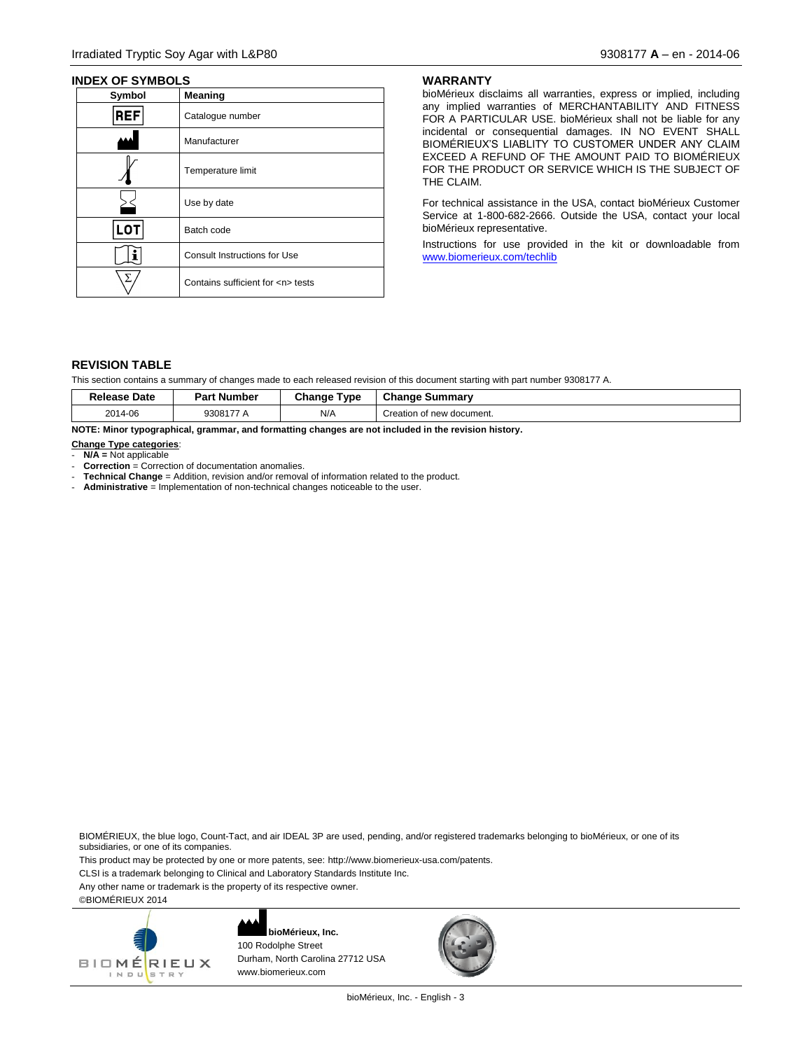## INDEX OF SYMBOLS

| Symbol | Meaning |
|---|---|
| REF | Catalogue number |
| | Manufacturer |
| | Temperature limit |
| | Use by date |
| LOT | Batch code |
| | Consult Instructions for Use |
| Σ | Contains sufficient for <n> tests |

## WARRANTY

bioMérieux disclaims all warranties, express or implied, including any implied warranties of MERCHANTABILITY AND FITNESS FOR A PARTICULAR USE. bioMérieux shall not be liable for any incidental or consequential damages. IN NO EVENT SHALL BIOMÉRIEUX'S LIABLITY TO CUSTOMER UNDER ANY CLAIM EXCEED A REFUND OF THE AMOUNT PAID TO BIOMÉRIEUX FOR THE PRODUCT OR SERVICE WHICH IS THE SUBJECT OF THE CLAIM.

For technical assistance in the USA, contact bioMérieux Customer Service at 1-800-682-2666. Outside the USA, contact your local bioMérieux representative.

Instructions for use provided in the kit or downloadable from www.biomerieux.com/techlib

## REVISION TABLE

This section contains a summary of changes made to each released revision of this document starting with part number 9308177 A.

| Release Date | Part Number | Change Type | Change Summary |
|---|---|---|---|
| 2014-06 | 9308177 A | N/A | Creation of new document. |

**NOTE: Minor typographical, grammar, and formatting changes are not included in the revision history.**

**Change Type categories**:

- **N/A =** Not applicable
- **Correction** = Correction of documentation anomalies.
- **Technical Change** = Addition, revision and/or removal of information related to the product.
- **Administrative** = Implementation of non-technical changes noticeable to the user.

BIOMÉRIEUX, the blue logo, Count-Tact, and air IDEAL 3P are used, pending, and/or registered trademarks belonging to bioMérieux, or one of its subsidiaries, or one of its companies.

This product may be protected by one or more patents, see: http://www.biomerieux-usa.com/patents.

CLSI is a trademark belonging to Clinical and Laboratory Standards Institute Inc.

Any other name or trademark is the property of its respective owner.

©BIOMÉRIEUX 2014

BIOMÉRIEUX INDUSTRY

**bioMérieux, Inc.**
100 Rodolphe Street
Durham, North Carolina 27712 USA
www.biomerieux.com